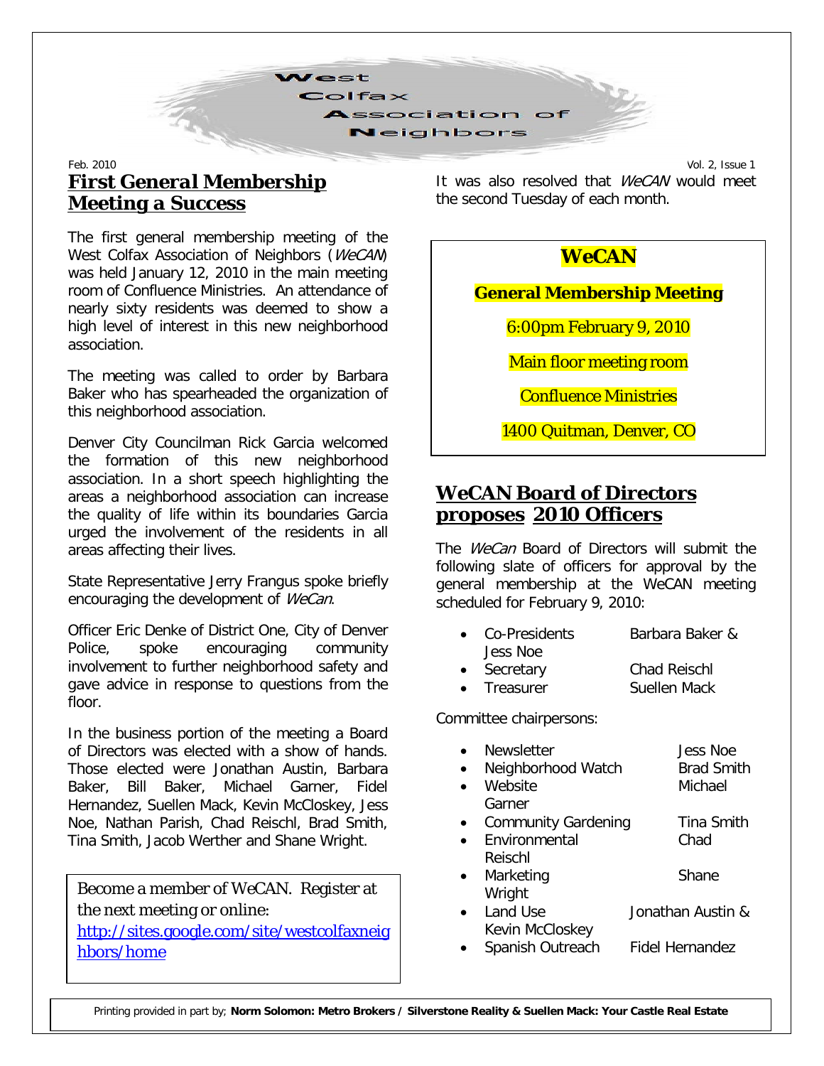# West Colfax Association of Neighbors

Feb. 2010 Vol. 2, Issue 1

## First General Membership Meeting a Success

The first general membership meeting of the West Colfax Association of Neighbors (*WeCAN*) was held January 12, 2010 in the main meeting room of Confluence Ministries. An attendance of nearly sixty residents was deemed to show a high level of interest in this new neighborhood association.

The meeting was called to order by Barbara Baker who has spearheaded the organization of this neighborhood association.

Denver City Councilman Rick Garcia welcomed the formation of this new neighborhood association. In a short speech highlighting the areas a neighborhood association can increase the quality of life within its boundaries Garcia urged the involvement of the residents in all areas affecting their lives.

State Representative Jerry Frangus spoke briefly encouraging the development of *WeCan*.

Officer Eric Denke of District One, City of Denver Police, spoke encouraging community involvement to further neighborhood safety and gave advice in response to questions from the floor.

In the business portion of the meeting a Board of Directors was elected with a show of hands. Those elected were Jonathan Austin, Barbara Baker, Bill Baker, Michael Garner, Fidel Hernandez, Suellen Mack, Kevin McCloskey, Jess Noe, Nathan Parish, Chad Reischl, Brad Smith, Tina Smith, Jacob Werther and Shane Wright.

It was also resolved that *WeCAN* would meet the second Tuesday of each month.

> Become a member of WeCAN. Register at the next meeting or online: [http://sites.google.com/site/westcolfaxneighbors/home](http://sites.google.com/site/westcolfaxneighbors/home)

> **WeCAN**
>
> **General Membership Meeting**
>
> 6:00pm February 9, 2010
>
> Main floor meeting room
>
> Confluence Ministries
>
> 1400 Quitman, Denver, CO

## WeCAN Board of Directors proposes 2010 Officers

The *WeCan* Board of Directors will submit the following slate of officers for approval by the general membership at the WeCAN meeting scheduled for February 9, 2010:

- Co-Presidents — Barbara Baker & Jess Noe
- Secretary — Chad Reischl
- Treasurer — Suellen Mack

Committee chairpersons:

- Newsletter — Jess Noe
- Neighborhood Watch — Brad Smith
- Website — Michael Garner
- Community Gardening — Tina Smith
- Environmental — Chad Reischl
- Marketing — Shane Wright
- Land Use — Jonathan Austin & Kevin McCloskey
- Spanish Outreach — Fidel Hernandez

Printing provided in part by; **Norm Solomon: Metro Brokers / Silverstone Reality & Suellen Mack: Your Castle Real Estate**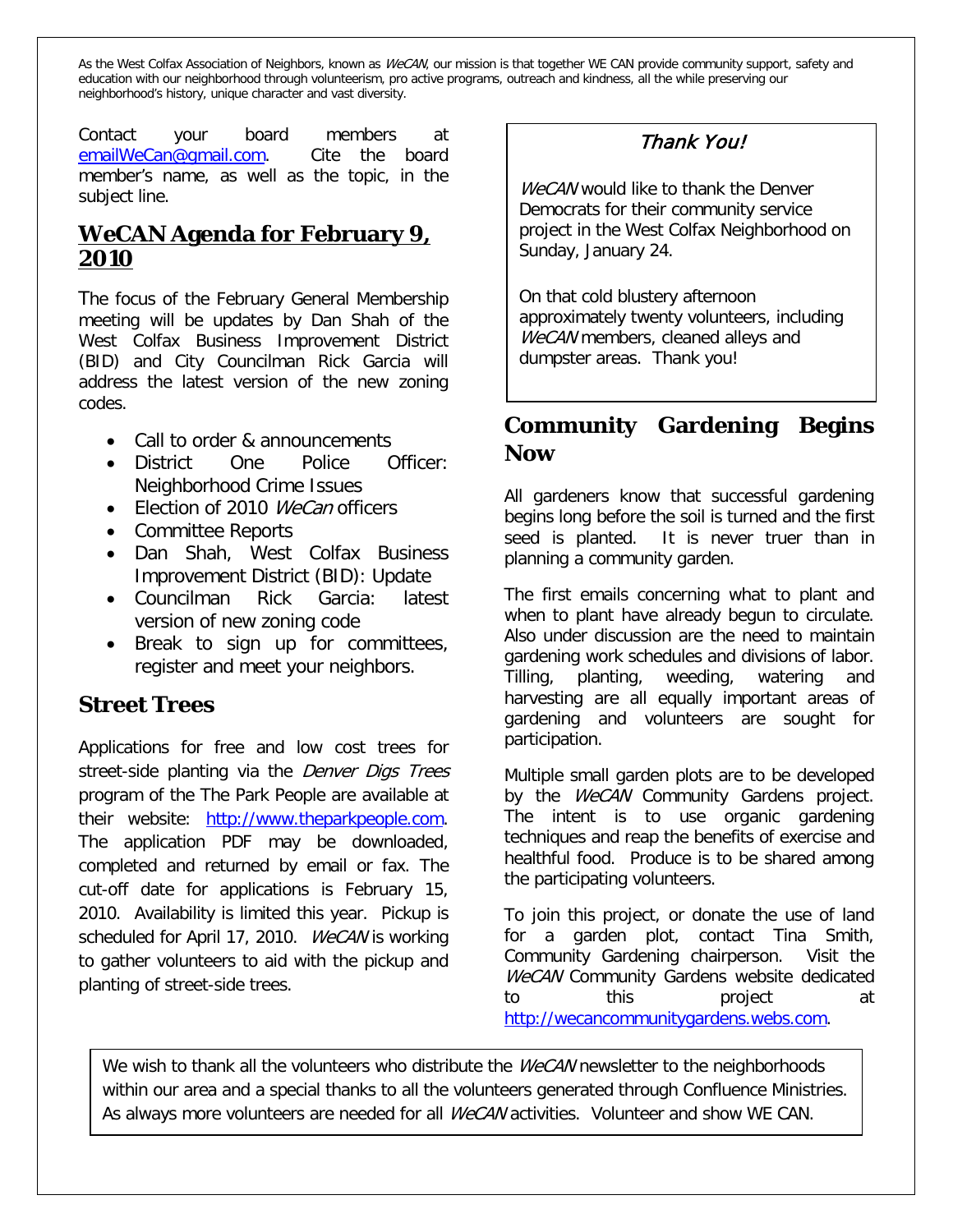As the West Colfax Association of Neighbors, known as *WeCAN*, our mission is that together WE CAN provide community support, safety and education with our neighborhood through volunteerism, pro active programs, outreach and kindness, all the while preserving our neighborhood's history, unique character and vast diversity.

Contact your board members at emailWeCan@gmail.com. Cite the board member's name, as well as the topic, in the subject line.

## WeCAN Agenda for February 9, 2010

The focus of the February General Membership meeting will be updates by Dan Shah of the West Colfax Business Improvement District (BID) and City Councilman Rick Garcia will address the latest version of the new zoning codes.

- Call to order & announcements
- District One Police Officer: Neighborhood Crime Issues
- Election of 2010 *WeCan* officers
- Committee Reports
- Dan Shah, West Colfax Business Improvement District (BID): Update
- Councilman Rick Garcia: latest version of new zoning code
- Break to sign up for committees, register and meet your neighbors.

## Street Trees

Applications for free and low cost trees for street-side planting via the *Denver Digs Trees* program of the The Park People are available at their website: http://www.theparkpeople.com. The application PDF may be downloaded, completed and returned by email or fax. The cut-off date for applications is February 15, 2010. Availability is limited this year. Pickup is scheduled for April 17, 2010. *WeCAN* is working to gather volunteers to aid with the pickup and planting of street-side trees.

### *Thank You!*

*WeCAN* would like to thank the Denver Democrats for their community service project in the West Colfax Neighborhood on Sunday, January 24.

On that cold blustery afternoon approximately twenty volunteers, including *WeCAN* members, cleaned alleys and dumpster areas. Thank you!

## Community Gardening Begins Now

All gardeners know that successful gardening begins long before the soil is turned and the first seed is planted. It is never truer than in planning a community garden.

The first emails concerning what to plant and when to plant have already begun to circulate. Also under discussion are the need to maintain gardening work schedules and divisions of labor. Tilling, planting, weeding, watering and harvesting are all equally important areas of gardening and volunteers are sought for participation.

Multiple small garden plots are to be developed by the *WeCAN* Community Gardens project. The intent is to use organic gardening techniques and reap the benefits of exercise and healthful food. Produce is to be shared among the participating volunteers.

To join this project, or donate the use of land for a garden plot, contact Tina Smith, Community Gardening chairperson. Visit the *WeCAN* Community Gardens website dedicated to this project at http://wecancommunitygardens.webs.com.

We wish to thank all the volunteers who distribute the *WeCAN* newsletter to the neighborhoods within our area and a special thanks to all the volunteers generated through Confluence Ministries. As always more volunteers are needed for all *WeCAN* activities. Volunteer and show WE CAN.